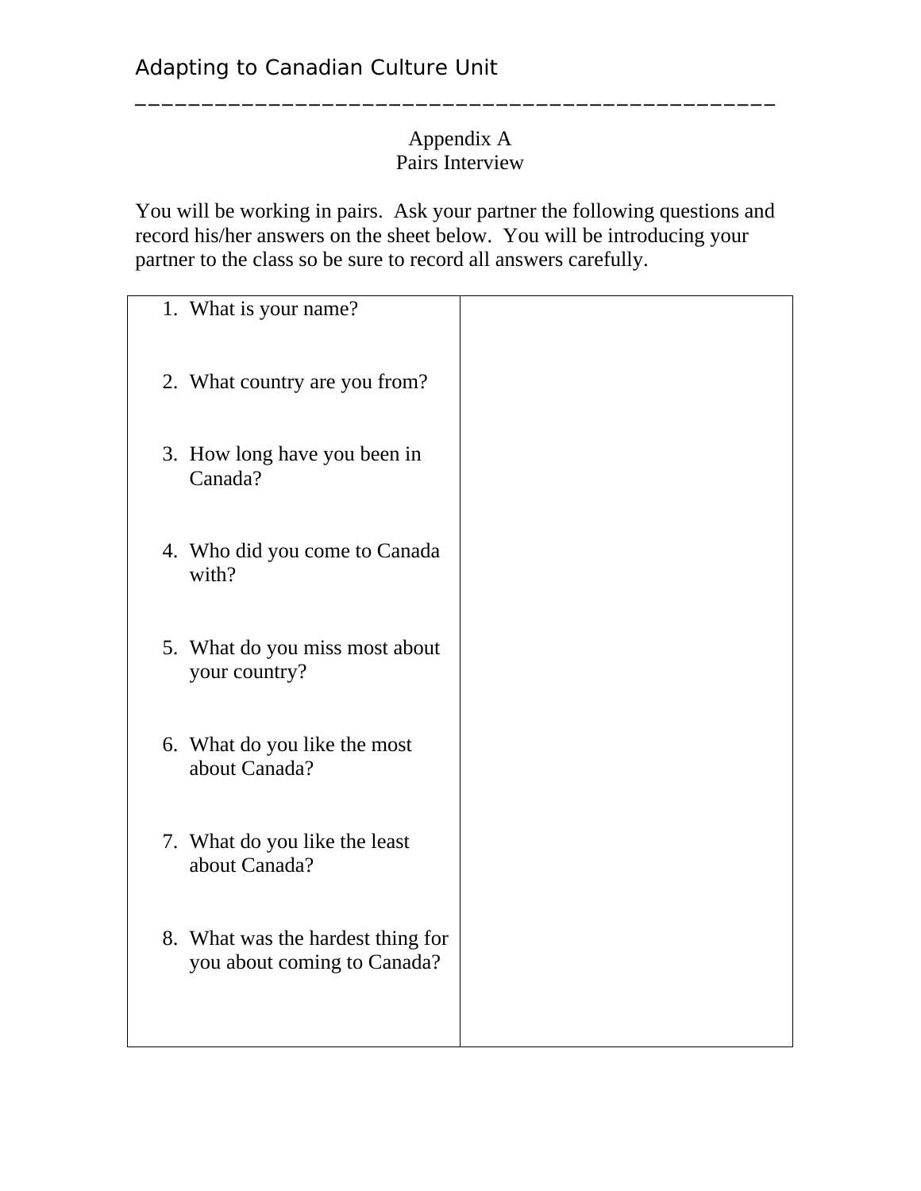Adapting to Canadian Culture Unit

Appendix A
Pairs Interview

You will be working in pairs. Ask your partner the following questions and record his/her answers on the sheet below. You will be introducing your partner to the class so be sure to record all answers carefully.

| | |
|---|---|
| 1. What is your name? | |
| 2. What country are you from? | |
| 3. How long have you been in Canada? | |
| 4. Who did you come to Canada with? | |
| 5. What do you miss most about your country? | |
| 6. What do you like the most about Canada? | |
| 7. What do you like the least about Canada? | |
| 8. What was the hardest thing for you about coming to Canada? | |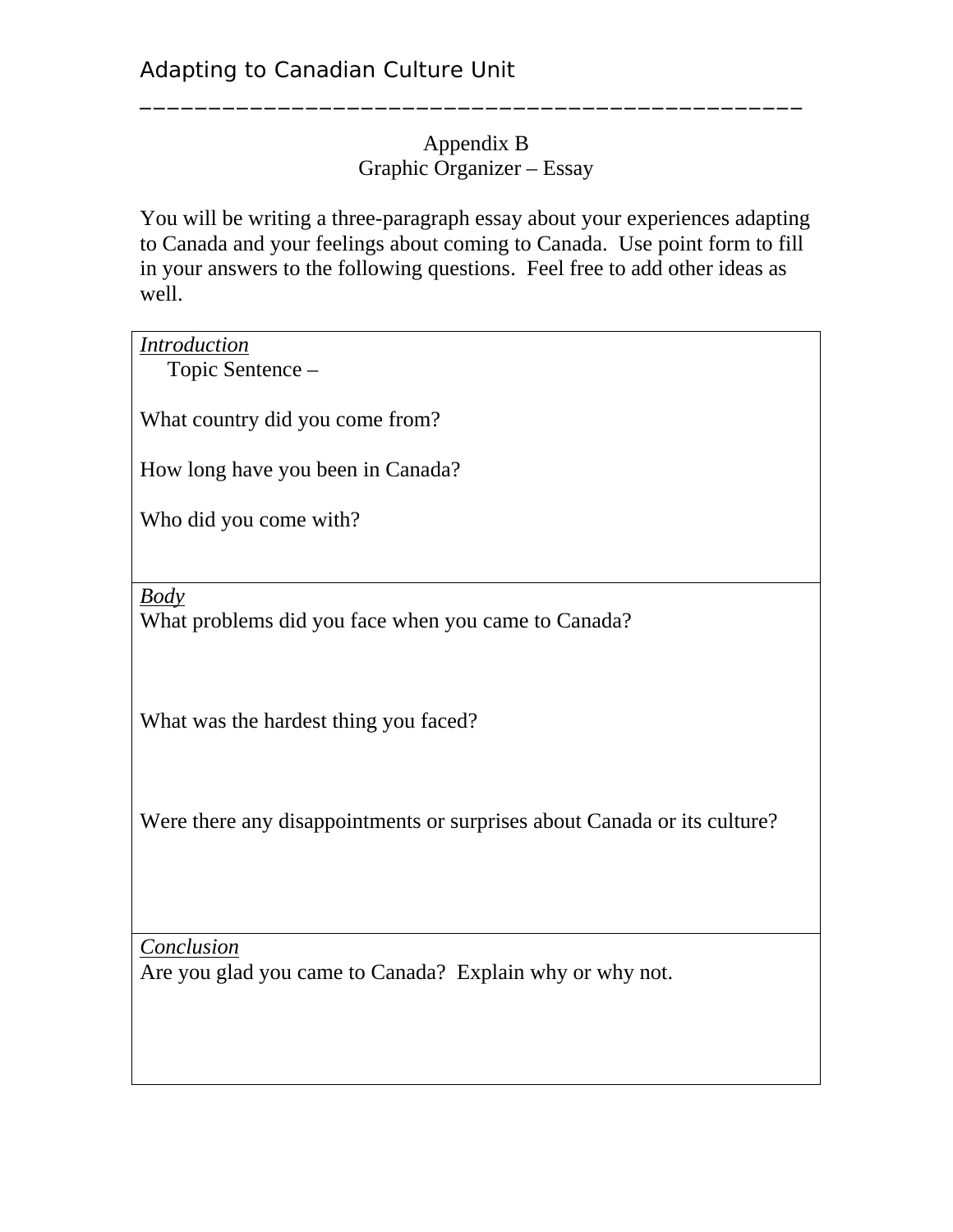Appendix B
Graphic Organizer – Essay

You will be writing a three-paragraph essay about your experiences adapting to Canada and your feelings about coming to Canada. Use point form to fill in your answers to the following questions. Feel free to add other ideas as well.

| |
|---|
| *Introduction*<br>Topic Sentence –<br><br>What country did you come from?<br><br>How long have you been in Canada?<br><br>Who did you come with? |
| *Body*<br>What problems did you face when you came to Canada?<br><br>What was the hardest thing you faced?<br><br>Were there any disappointments or surprises about Canada or its culture? |
| *Conclusion*<br>Are you glad you came to Canada? Explain why or why not. |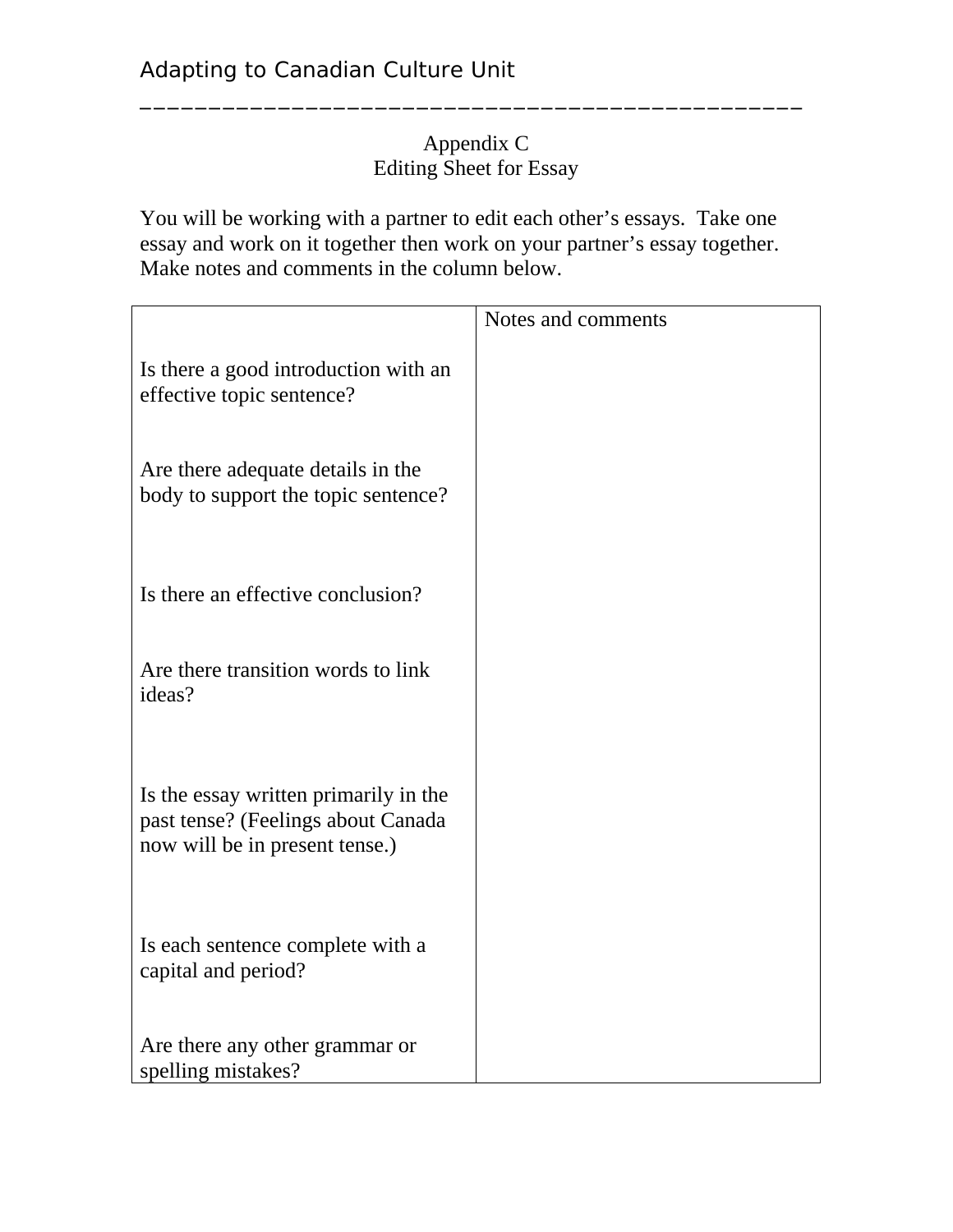Appendix C
Editing Sheet for Essay

You will be working with a partner to edit each other's essays. Take one essay and work on it together then work on your partner's essay together. Make notes and comments in the column below.

| | Notes and comments |
|---|---|
| Is there a good introduction with an effective topic sentence? | |
| Are there adequate details in the body to support the topic sentence? | |
| Is there an effective conclusion? | |
| Are there transition words to link ideas? | |
| Is the essay written primarily in the past tense? (Feelings about Canada now will be in present tense.) | |
| Is each sentence complete with a capital and period? | |
| Are there any other grammar or spelling mistakes? | |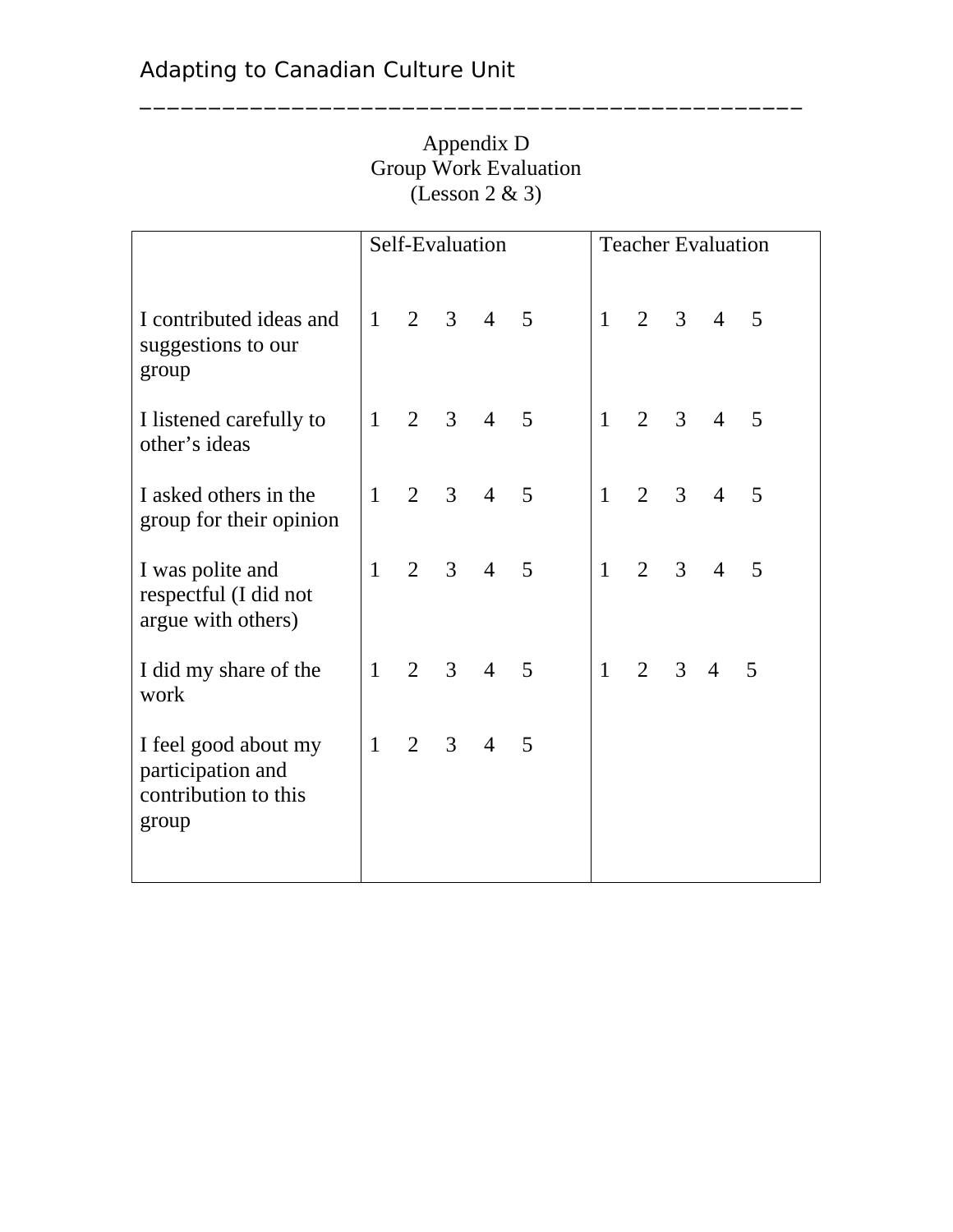Appendix D
Group Work Evaluation
(Lesson 2 & 3)

| | Self-Evaluation | Teacher Evaluation |
|---|---|---|
| I contributed ideas and suggestions to our group | 1 2 3 4 5 | 1 2 3 4 5 |
| I listened carefully to other's ideas | 1 2 3 4 5 | 1 2 3 4 5 |
| I asked others in the group for their opinion | 1 2 3 4 5 | 1 2 3 4 5 |
| I was polite and respectful (I did not argue with others) | 1 2 3 4 5 | 1 2 3 4 5 |
| I did my share of the work | 1 2 3 4 5 | 1 2 3 4 5 |
| I feel good about my participation and contribution to this group | 1 2 3 4 5 | |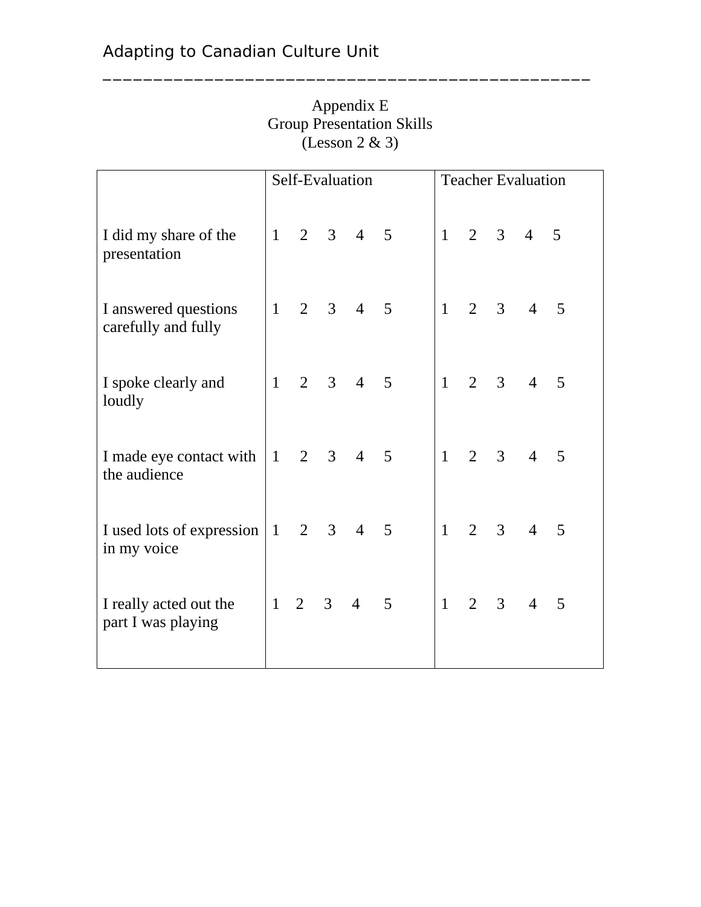Appendix E
Group Presentation Skills
(Lesson 2 & 3)

| | Self-Evaluation | Teacher Evaluation |
|---|---|---|
| I did my share of the presentation | 1 2 3 4 5 | 1 2 3 4 5 |
| I answered questions carefully and fully | 1 2 3 4 5 | 1 2 3 4 5 |
| I spoke clearly and loudly | 1 2 3 4 5 | 1 2 3 4 5 |
| I made eye contact with the audience | 1 2 3 4 5 | 1 2 3 4 5 |
| I used lots of expression in my voice | 1 2 3 4 5 | 1 2 3 4 5 |
| I really acted out the part I was playing | 1 2 3 4 5 | 1 2 3 4 5 |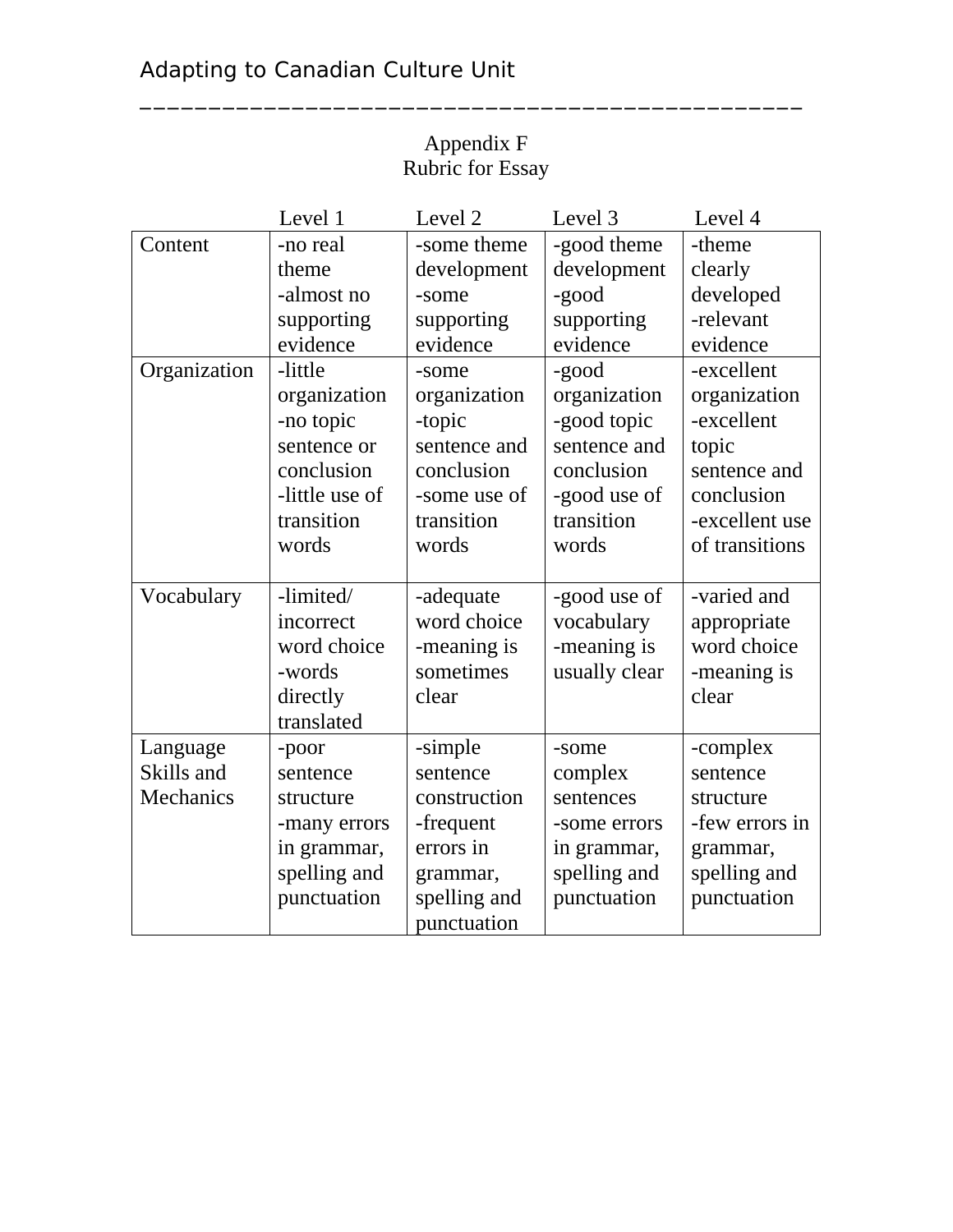Appendix F

Rubric for Essay

| | Level 1 | Level 2 | Level 3 | Level 4 |
|---|---|---|---|---|
| Content | -no real theme -almost no supporting evidence | -some theme development -some supporting evidence | -good theme development -good supporting evidence | -theme clearly developed -relevant evidence |
| Organization | -little organization -no topic sentence or conclusion -little use of transition words | -some organization -topic sentence and conclusion -some use of transition words | -good organization -good topic sentence and conclusion -good use of transition words | -excellent organization -excellent topic sentence and conclusion -excellent use of transitions |
| Vocabulary | -limited/ incorrect word choice -words directly translated | -adequate word choice -meaning is sometimes clear | -good use of vocabulary -meaning is usually clear | -varied and appropriate word choice -meaning is clear |
| Language Skills and Mechanics | -poor sentence structure -many errors in grammar, spelling and punctuation | -simple sentence construction -frequent errors in grammar, spelling and punctuation | -some complex sentences -some errors in grammar, spelling and punctuation | -complex sentence structure -few errors in grammar, spelling and punctuation |